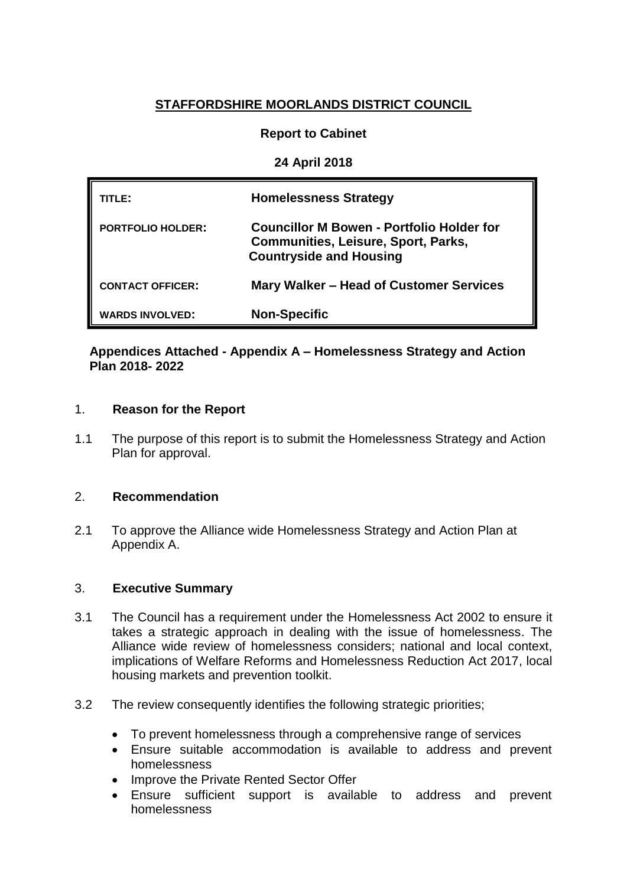# STAFFORDSHIRE MOORLANDS DISTRICT COUNCIL

**Report to Cabinet**

**24 April 2018**

| | |
|---|---|
| **TITLE:** | **Homelessness Strategy** |
| **PORTFOLIO HOLDER:** | **Councillor M Bowen - Portfolio Holder for Communities, Leisure, Sport, Parks, Countryside and Housing** |
| **CONTACT OFFICER:** | **Mary Walker – Head of Customer Services** |
| **WARDS INVOLVED:** | **Non-Specific** |

**Appendices Attached - Appendix A – Homelessness Strategy and Action Plan 2018- 2022**

## 1. Reason for the Report

1.1 The purpose of this report is to submit the Homelessness Strategy and Action Plan for approval.

## 2. Recommendation

2.1 To approve the Alliance wide Homelessness Strategy and Action Plan at Appendix A.

## 3. Executive Summary

3.1 The Council has a requirement under the Homelessness Act 2002 to ensure it takes a strategic approach in dealing with the issue of homelessness. The Alliance wide review of homelessness considers; national and local context, implications of Welfare Reforms and Homelessness Reduction Act 2017, local housing markets and prevention toolkit.

3.2 The review consequently identifies the following strategic priorities;

- To prevent homelessness through a comprehensive range of services
- Ensure suitable accommodation is available to address and prevent homelessness
- Improve the Private Rented Sector Offer
- Ensure sufficient support is available to address and prevent homelessness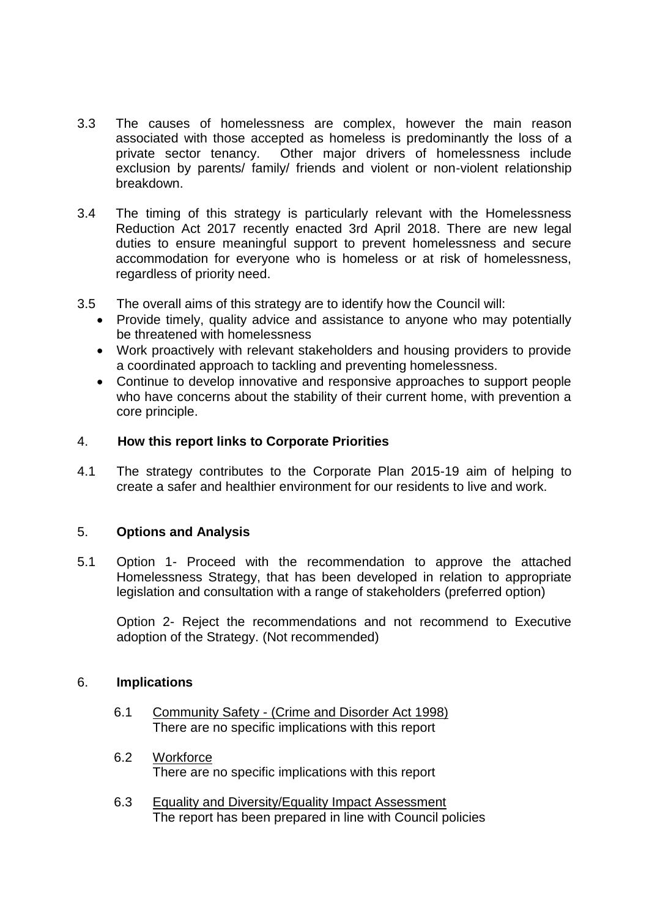3.3 The causes of homelessness are complex, however the main reason associated with those accepted as homeless is predominantly the loss of a private sector tenancy. Other major drivers of homelessness include exclusion by parents/ family/ friends and violent or non-violent relationship breakdown.

3.4 The timing of this strategy is particularly relevant with the Homelessness Reduction Act 2017 recently enacted 3rd April 2018. There are new legal duties to ensure meaningful support to prevent homelessness and secure accommodation for everyone who is homeless or at risk of homelessness, regardless of priority need.

3.5 The overall aims of this strategy are to identify how the Council will:

- Provide timely, quality advice and assistance to anyone who may potentially be threatened with homelessness
- Work proactively with relevant stakeholders and housing providers to provide a coordinated approach to tackling and preventing homelessness.
- Continue to develop innovative and responsive approaches to support people who have concerns about the stability of their current home, with prevention a core principle.

## 4. How this report links to Corporate Priorities

4.1 The strategy contributes to the Corporate Plan 2015-19 aim of helping to create a safer and healthier environment for our residents to live and work.

## 5. Options and Analysis

5.1 Option 1- Proceed with the recommendation to approve the attached Homelessness Strategy, that has been developed in relation to appropriate legislation and consultation with a range of stakeholders (preferred option)

Option 2- Reject the recommendations and not recommend to Executive adoption of the Strategy. (Not recommended)

## 6. Implications

6.1 Community Safety - (Crime and Disorder Act 1998)
There are no specific implications with this report

6.2 Workforce
There are no specific implications with this report

6.3 Equality and Diversity/Equality Impact Assessment
The report has been prepared in line with Council policies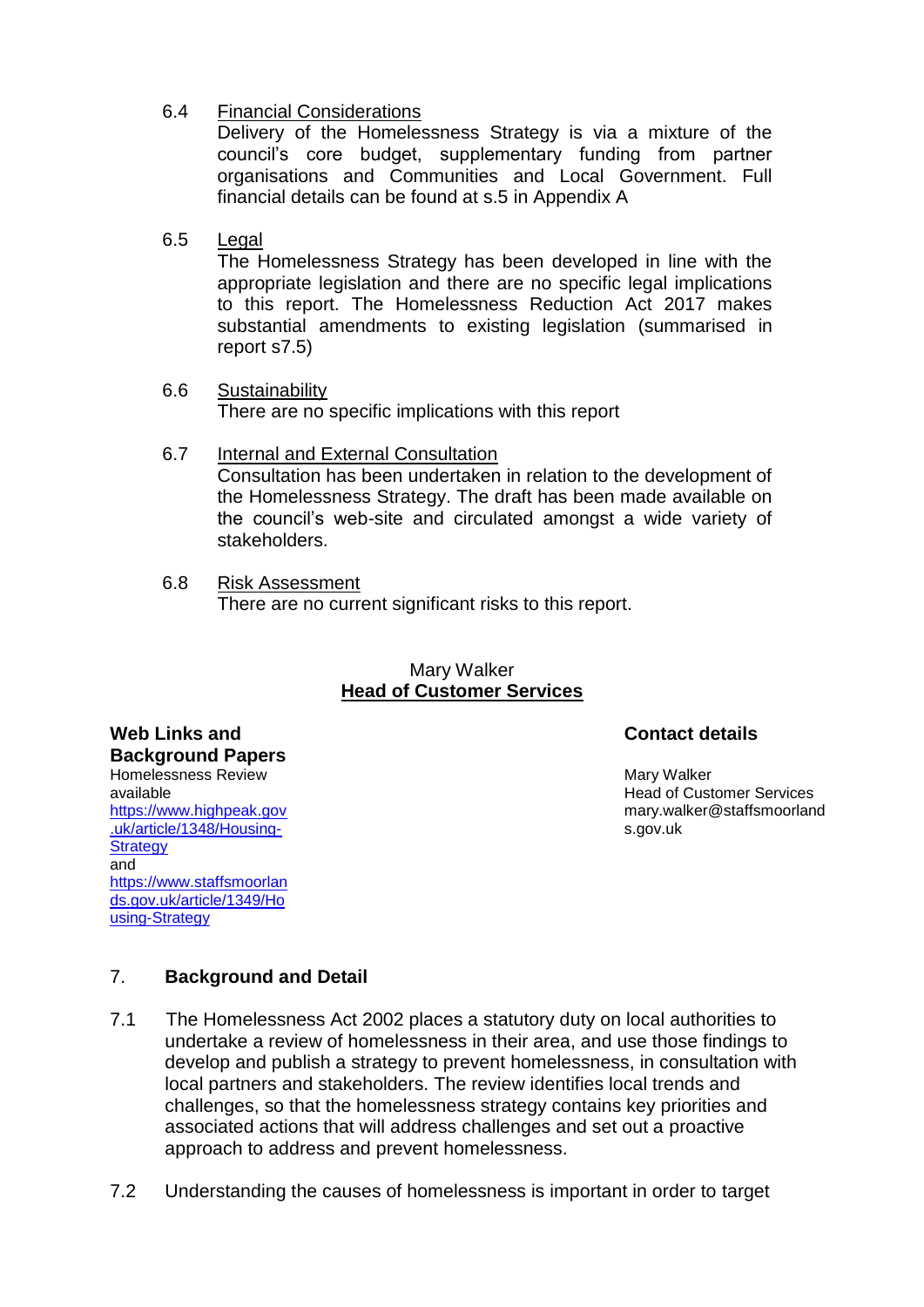6.4 Financial Considerations

Delivery of the Homelessness Strategy is via a mixture of the council's core budget, supplementary funding from partner organisations and Communities and Local Government. Full financial details can be found at s.5 in Appendix A

6.5 Legal

The Homelessness Strategy has been developed in line with the appropriate legislation and there are no specific legal implications to this report. The Homelessness Reduction Act 2017 makes substantial amendments to existing legislation (summarised in report s7.5)

6.6 Sustainability

There are no specific implications with this report

6.7 Internal and External Consultation

Consultation has been undertaken in relation to the development of the Homelessness Strategy. The draft has been made available on the council's web-site and circulated amongst a wide variety of stakeholders.

6.8 Risk Assessment

There are no current significant risks to this report.

Mary Walker
**Head of Customer Services**

**Web Links and Background Papers**

Homelessness Review available
https://www.highpeak.gov.uk/article/1348/Housing-Strategy
and
https://www.staffsmoorlands.gov.uk/article/1349/Housing-Strategy

**Contact details**

Mary Walker
Head of Customer Services
mary.walker@staffsmoorlands.gov.uk

## 7. Background and Detail

7.1 The Homelessness Act 2002 places a statutory duty on local authorities to undertake a review of homelessness in their area, and use those findings to develop and publish a strategy to prevent homelessness, in consultation with local partners and stakeholders. The review identifies local trends and challenges, so that the homelessness strategy contains key priorities and associated actions that will address challenges and set out a proactive approach to address and prevent homelessness.

7.2 Understanding the causes of homelessness is important in order to target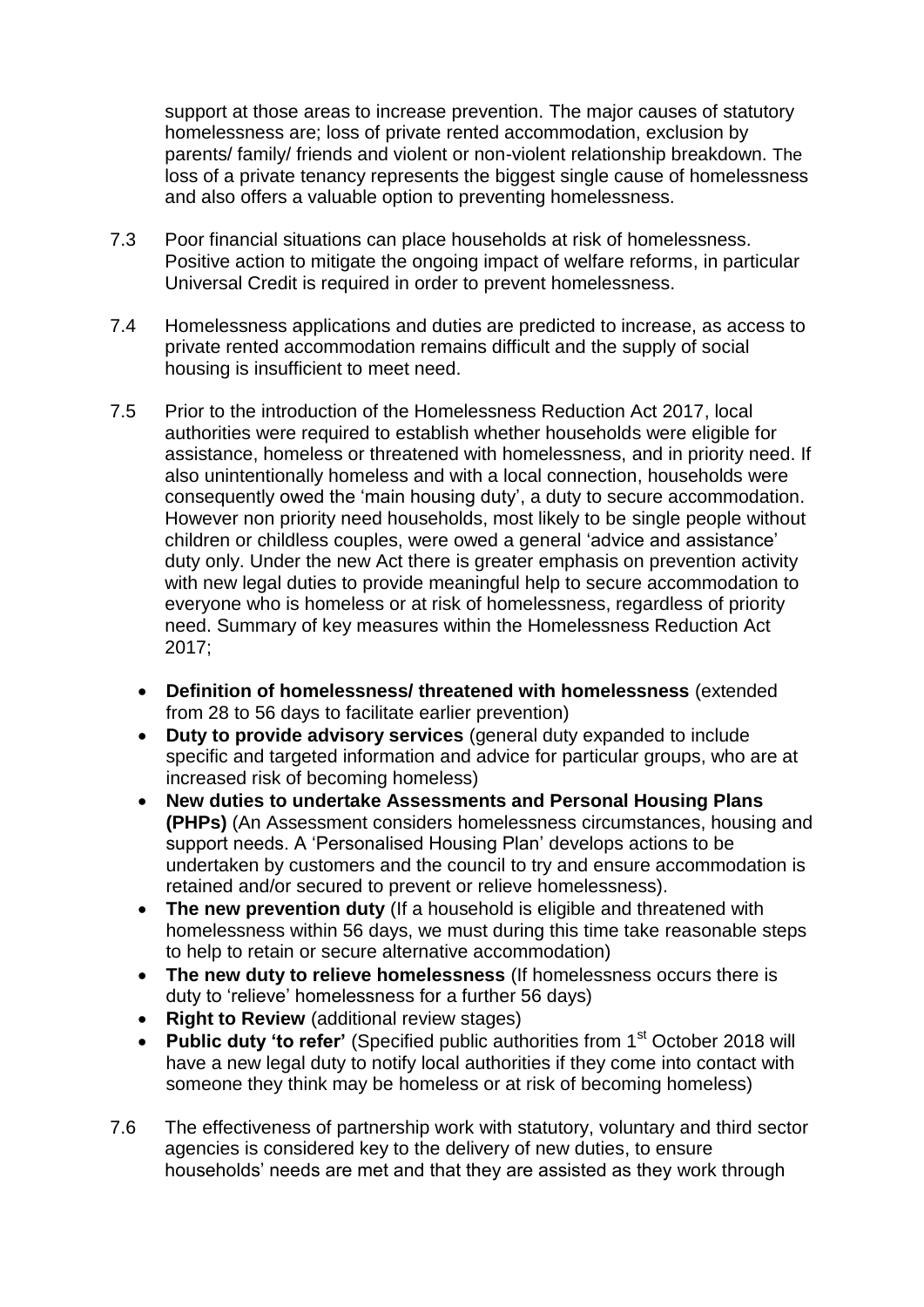support at those areas to increase prevention. The major causes of statutory homelessness are; loss of private rented accommodation, exclusion by parents/ family/ friends and violent or non-violent relationship breakdown. The loss of a private tenancy represents the biggest single cause of homelessness and also offers a valuable option to preventing homelessness.

7.3 Poor financial situations can place households at risk of homelessness. Positive action to mitigate the ongoing impact of welfare reforms, in particular Universal Credit is required in order to prevent homelessness.

7.4 Homelessness applications and duties are predicted to increase, as access to private rented accommodation remains difficult and the supply of social housing is insufficient to meet need.

7.5 Prior to the introduction of the Homelessness Reduction Act 2017, local authorities were required to establish whether households were eligible for assistance, homeless or threatened with homelessness, and in priority need. If also unintentionally homeless and with a local connection, households were consequently owed the 'main housing duty', a duty to secure accommodation. However non priority need households, most likely to be single people without children or childless couples, were owed a general 'advice and assistance' duty only. Under the new Act there is greater emphasis on prevention activity with new legal duties to provide meaningful help to secure accommodation to everyone who is homeless or at risk of homelessness, regardless of priority need. Summary of key measures within the Homelessness Reduction Act 2017;

- **Definition of homelessness/ threatened with homelessness** (extended from 28 to 56 days to facilitate earlier prevention)
- **Duty to provide advisory services** (general duty expanded to include specific and targeted information and advice for particular groups, who are at increased risk of becoming homeless)
- **New duties to undertake Assessments and Personal Housing Plans (PHPs)** (An Assessment considers homelessness circumstances, housing and support needs. A 'Personalised Housing Plan' develops actions to be undertaken by customers and the council to try and ensure accommodation is retained and/or secured to prevent or relieve homelessness).
- **The new prevention duty** (If a household is eligible and threatened with homelessness within 56 days, we must during this time take reasonable steps to help to retain or secure alternative accommodation)
- **The new duty to relieve homelessness** (If homelessness occurs there is duty to 'relieve' homelessness for a further 56 days)
- **Right to Review** (additional review stages)
- **Public duty 'to refer'** (Specified public authorities from 1st October 2018 will have a new legal duty to notify local authorities if they come into contact with someone they think may be homeless or at risk of becoming homeless)

7.6 The effectiveness of partnership work with statutory, voluntary and third sector agencies is considered key to the delivery of new duties, to ensure households' needs are met and that they are assisted as they work through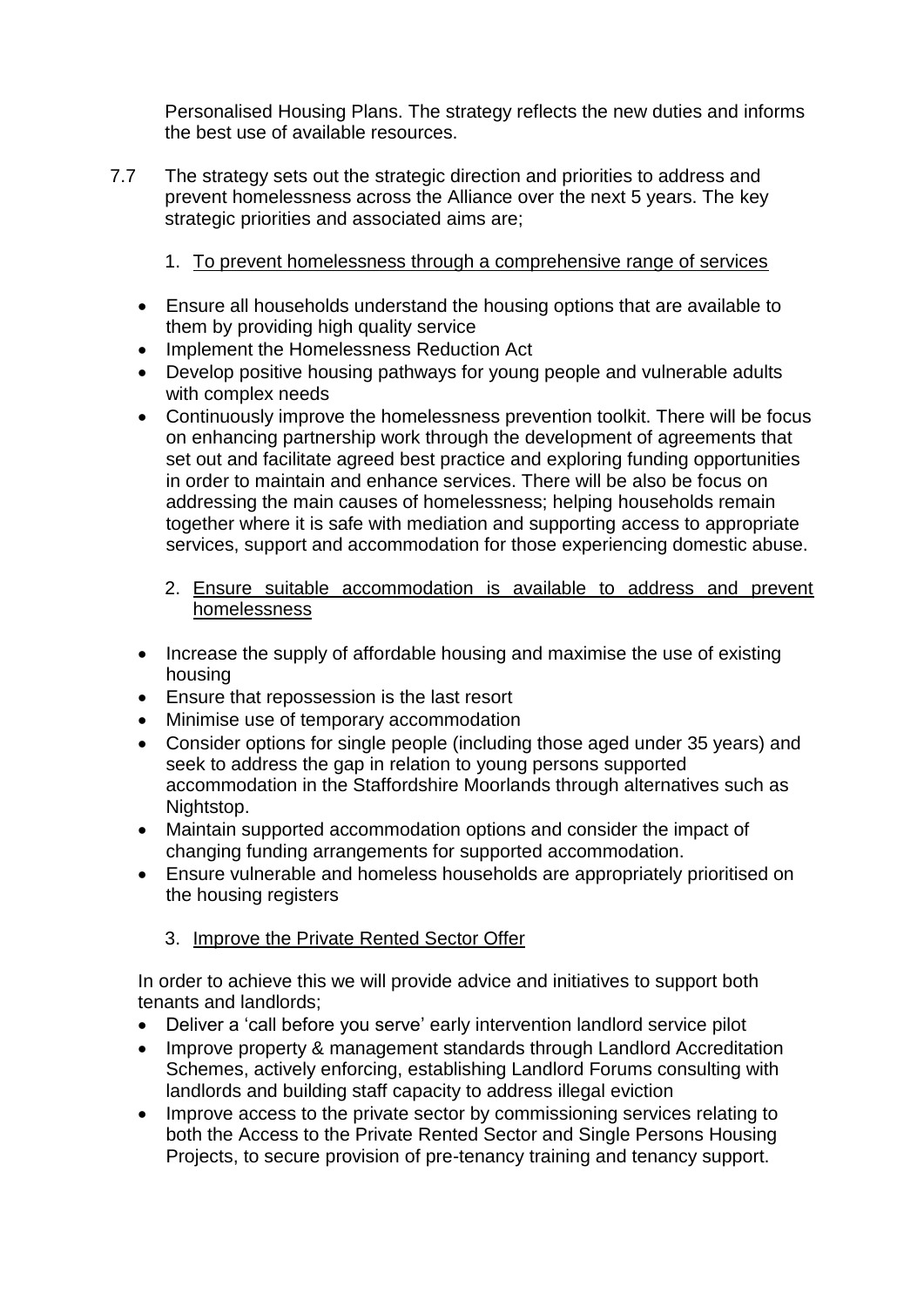Personalised Housing Plans. The strategy reflects the new duties and informs the best use of available resources.

7.7 The strategy sets out the strategic direction and priorities to address and prevent homelessness across the Alliance over the next 5 years. The key strategic priorities and associated aims are;

1. <u>To prevent homelessness through a comprehensive range of services</u>

- Ensure all households understand the housing options that are available to them by providing high quality service
- Implement the Homelessness Reduction Act
- Develop positive housing pathways for young people and vulnerable adults with complex needs
- Continuously improve the homelessness prevention toolkit. There will be focus on enhancing partnership work through the development of agreements that set out and facilitate agreed best practice and exploring funding opportunities in order to maintain and enhance services. There will be also be focus on addressing the main causes of homelessness; helping households remain together where it is safe with mediation and supporting access to appropriate services, support and accommodation for those experiencing domestic abuse.

2. <u>Ensure suitable accommodation is available to address and prevent homelessness</u>

- Increase the supply of affordable housing and maximise the use of existing housing
- Ensure that repossession is the last resort
- Minimise use of temporary accommodation
- Consider options for single people (including those aged under 35 years) and seek to address the gap in relation to young persons supported accommodation in the Staffordshire Moorlands through alternatives such as Nightstop.
- Maintain supported accommodation options and consider the impact of changing funding arrangements for supported accommodation.
- Ensure vulnerable and homeless households are appropriately prioritised on the housing registers

3. <u>Improve the Private Rented Sector Offer</u>

In order to achieve this we will provide advice and initiatives to support both tenants and landlords;

- Deliver a 'call before you serve' early intervention landlord service pilot
- Improve property & management standards through Landlord Accreditation Schemes, actively enforcing, establishing Landlord Forums consulting with landlords and building staff capacity to address illegal eviction
- Improve access to the private sector by commissioning services relating to both the Access to the Private Rented Sector and Single Persons Housing Projects, to secure provision of pre-tenancy training and tenancy support.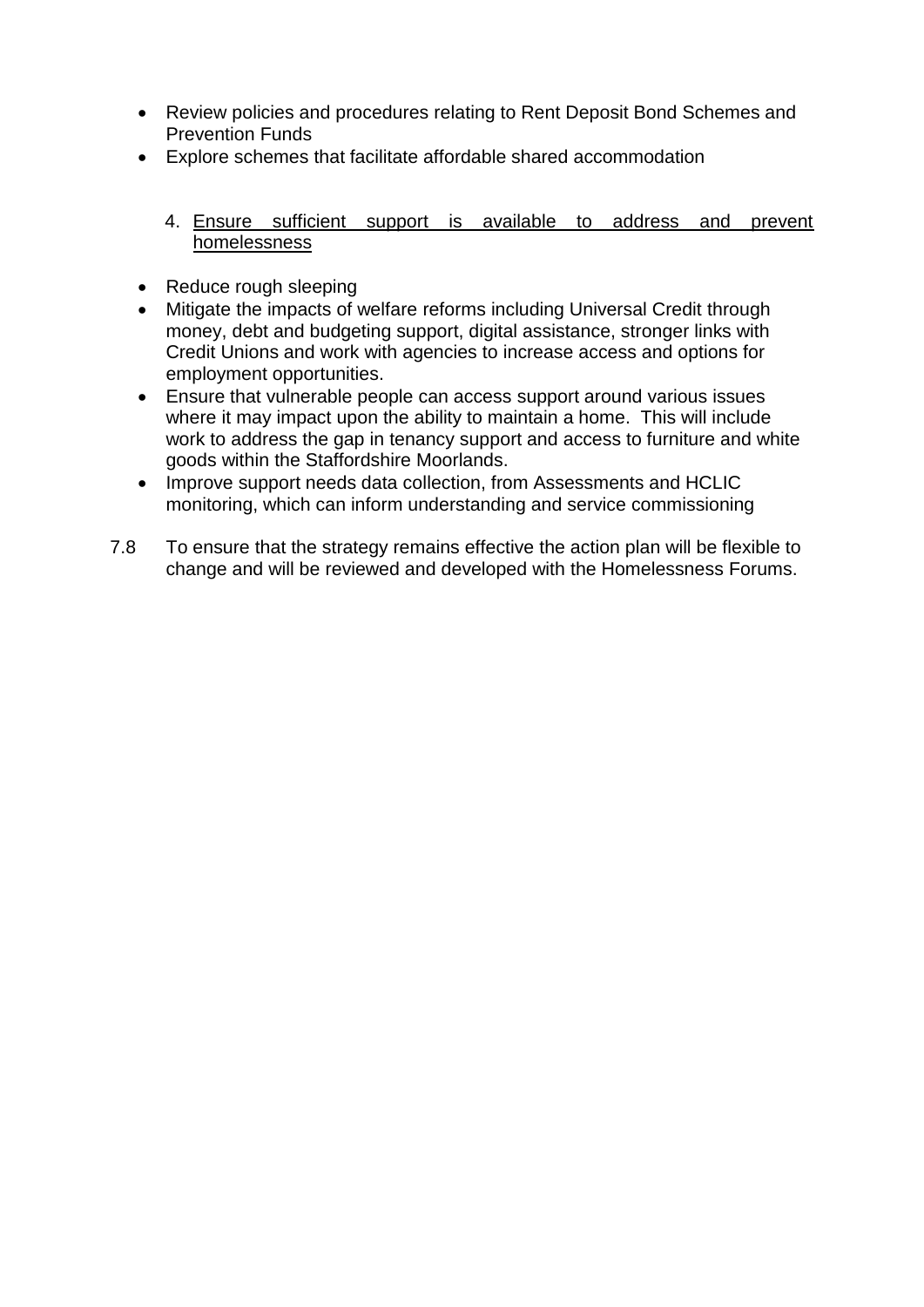- Review policies and procedures relating to Rent Deposit Bond Schemes and Prevention Funds
- Explore schemes that facilitate affordable shared accommodation

4. <u>Ensure sufficient support is available to address and prevent homelessness</u>

- Reduce rough sleeping
- Mitigate the impacts of welfare reforms including Universal Credit through money, debt and budgeting support, digital assistance, stronger links with Credit Unions and work with agencies to increase access and options for employment opportunities.
- Ensure that vulnerable people can access support around various issues where it may impact upon the ability to maintain a home. This will include work to address the gap in tenancy support and access to furniture and white goods within the Staffordshire Moorlands.
- Improve support needs data collection, from Assessments and HCLIC monitoring, which can inform understanding and service commissioning

7.8 To ensure that the strategy remains effective the action plan will be flexible to change and will be reviewed and developed with the Homelessness Forums.